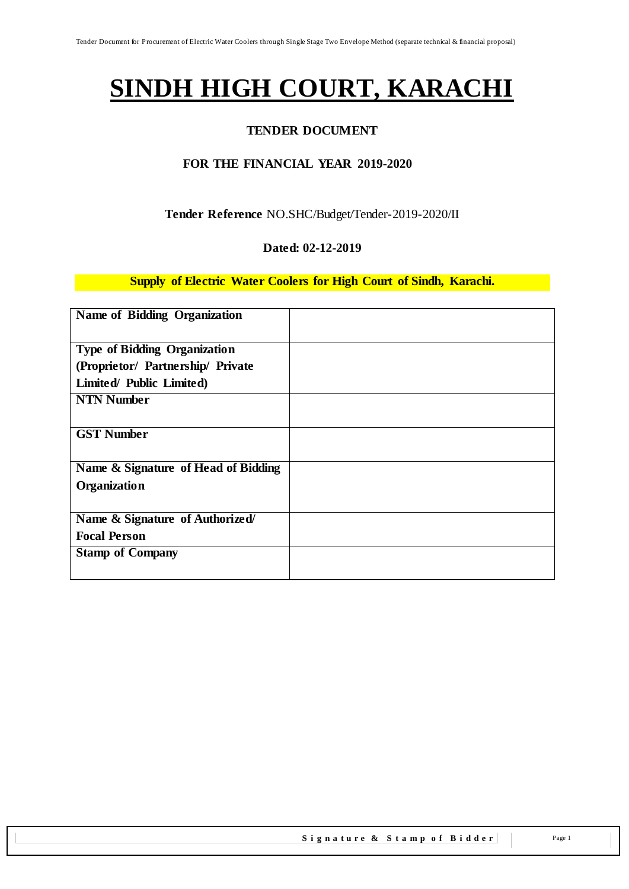# SINDH HIGH COURT, KARACHI

**TENDER DOCUMENT**

**FOR THE FINANCIAL YEAR 2019-2020**

**Tender Reference** NO.SHC/Budget/Tender-2019-2020/II

**Dated: 02-12-2019**

**Supply of Electric Water Coolers for High Court of Sindh, Karachi.**

| | |
|---|---|
| **Name of Bidding Organization** | |
| **Type of Bidding Organization (Proprietor/ Partnership/ Private Limited/ Public Limited)** | |
| **NTN Number** | |
| **GST Number** | |
| **Name & Signature of Head of Bidding Organization** | |
| **Name & Signature of Authorized/ Focal Person** | |
| **Stamp of Company** | |

**Signature & Stamp of Bidder**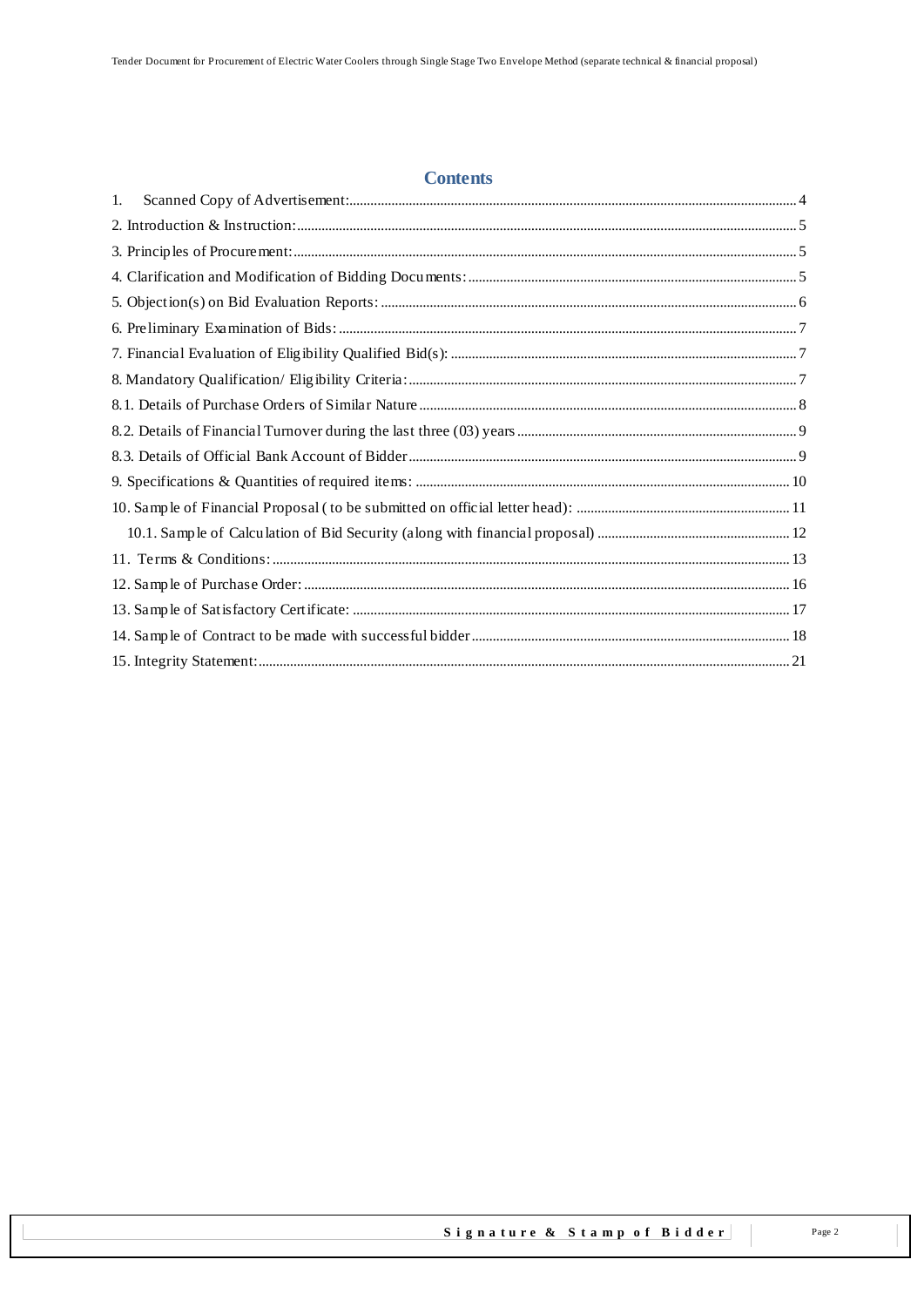## Contents

1. Scanned Copy of Advertisement:....4
2. Introduction & Instruction:....5
3. Principles of Procurement:....5
4. Clarification and Modification of Bidding Documents:....5
5. Objection(s) on Bid Evaluation Reports:....6
6. Preliminary Examination of Bids:....7
7. Financial Evaluation of Eligibility Qualified Bid(s):....7
8. Mandatory Qualification/ Eligibility Criteria:....7
8.1. Details of Purchase Orders of Similar Nature....8
8.2. Details of Financial Turnover during the last three (03) years....9
8.3. Details of Official Bank Account of Bidder....9
9. Specifications & Quantities of required items:....10
10. Sample of Financial Proposal ( to be submitted on official letter head):....11
10.1. Sample of Calculation of Bid Security (along with financial proposal)....12
11. Terms & Conditions:....13
12. Sample of Purchase Order:....16
13. Sample of Satisfactory Certificate:....17
14. Sample of Contract to be made with successful bidder....18
15. Integrity Statement:....21

Signature & Stamp of Bidder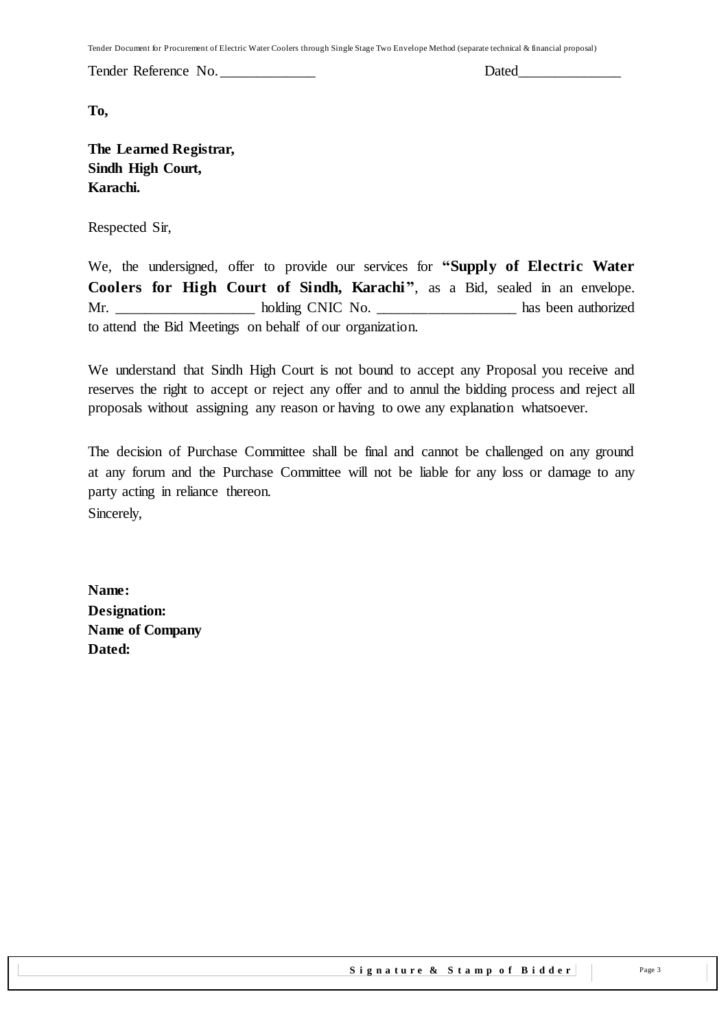Tender Reference No.\_\_\_\_\_\_\_\_\_\_\_\_\_ Dated\_\_\_\_\_\_\_\_\_\_\_\_\_\_

**To,**

**The Learned Registrar,**
**Sindh High Court,**
**Karachi.**

Respected Sir,

We, the undersigned, offer to provide our services for **"Supply of Electric Water Coolers for High Court of Sindh, Karachi"**, as a Bid, sealed in an envelope. Mr. \_\_\_\_\_\_\_\_\_\_\_\_\_\_\_\_\_\_\_ holding CNIC No. \_\_\_\_\_\_\_\_\_\_\_\_\_\_\_\_\_\_\_ has been authorized to attend the Bid Meetings on behalf of our organization.

We understand that Sindh High Court is not bound to accept any Proposal you receive and reserves the right to accept or reject any offer and to annul the bidding process and reject all proposals without assigning any reason or having to owe any explanation whatsoever.

The decision of Purchase Committee shall be final and cannot be challenged on any ground at any forum and the Purchase Committee will not be liable for any loss or damage to any party acting in reliance thereon.

Sincerely,

**Name:**
**Designation:**
**Name of Company**
**Dated:**

**Signature & Stamp of Bidder**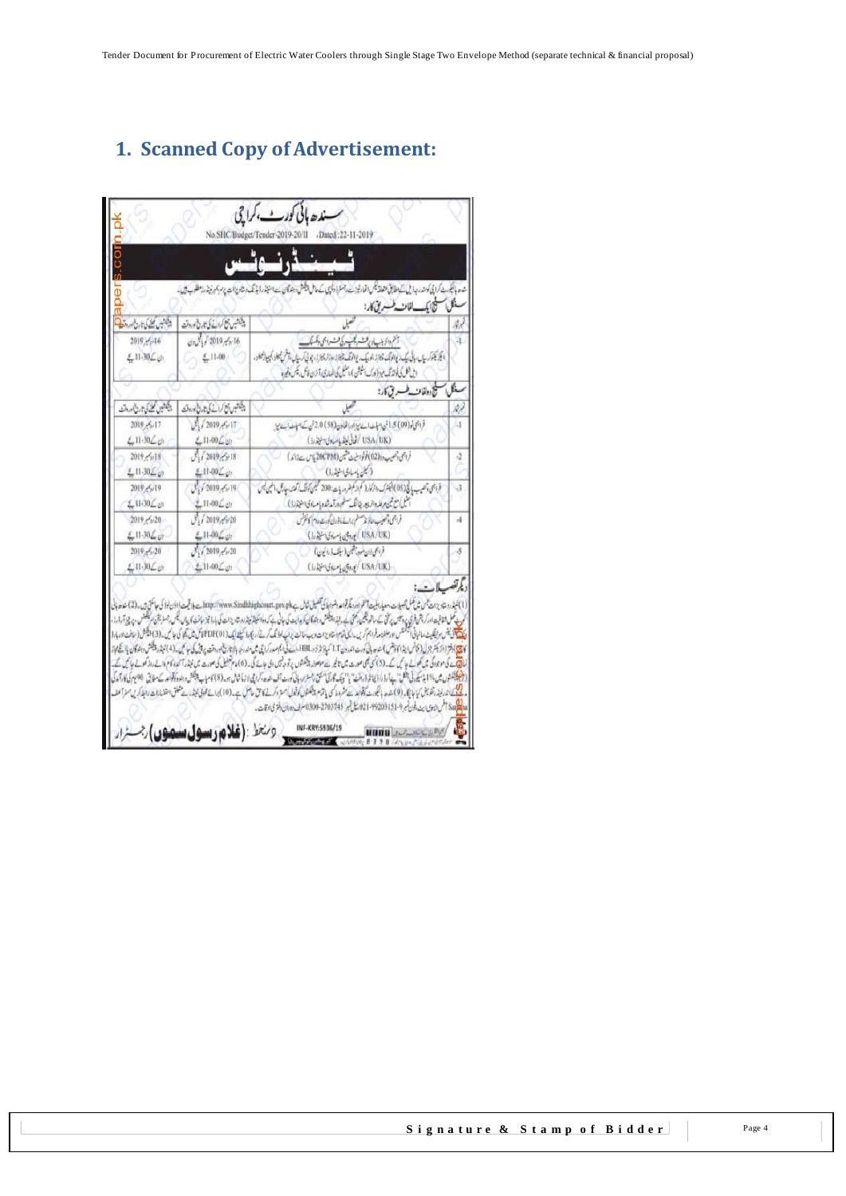# 1. Scanned Copy of Advertisement:

سندھ ہائی کورٹ، کراچی

No.SHC/Budget/Tender-2019-20/II Dated:22-11-2019

## ٹینڈر نوٹس

سنگل اسٹیج ایک لفافہ طریق کار:

| نمبر شمار | تفصیل | بڈ جمع کرانے کی تاریخ اور وقت | بڈ کھلنے کی تاریخ اور وقت |
|---|---|---|---|
| 1 | | 16 دسمبر 2019 دن 11:00 بجے | 16 دسمبر 2019 دن 11:30 بجے |

سنگل اسٹیج دو لفافہ طریق کار:

| نمبر شمار | تفصیل | بڈ جمع کرانے کی تاریخ اور وقت | بڈ کھلنے کی تاریخ اور وقت |
|---|---|---|---|
| 1 | (USA/UK) | 17 دسمبر 2019 دن 11:00 بجے | 17 دسمبر 2019 دن 11:30 بجے |
| 2 | | 18 دسمبر 2019 دن 11:00 بجے | 18 دسمبر 2019 دن 11:30 بجے |
| 3 | | 19 دسمبر 2019 دن 11:00 بجے | 19 دسمبر 2019 دن 11:30 بجے |
| 4 | (USA/UK) | 20 دسمبر 2019 دن 11:00 بجے | 20 دسمبر 2019 دن 11:30 بجے |
| 5 | (USA/UK) | 20 دسمبر 2019 دن 11:00 بجے | 20 دسمبر 2019 دن 11:30 بجے |

دیگر تفصیلات:

http://www.Sindhhighcourt.gov.pk

INF-KRY:5936/19

دستخط: (غلام رسول سموں) رجسٹرار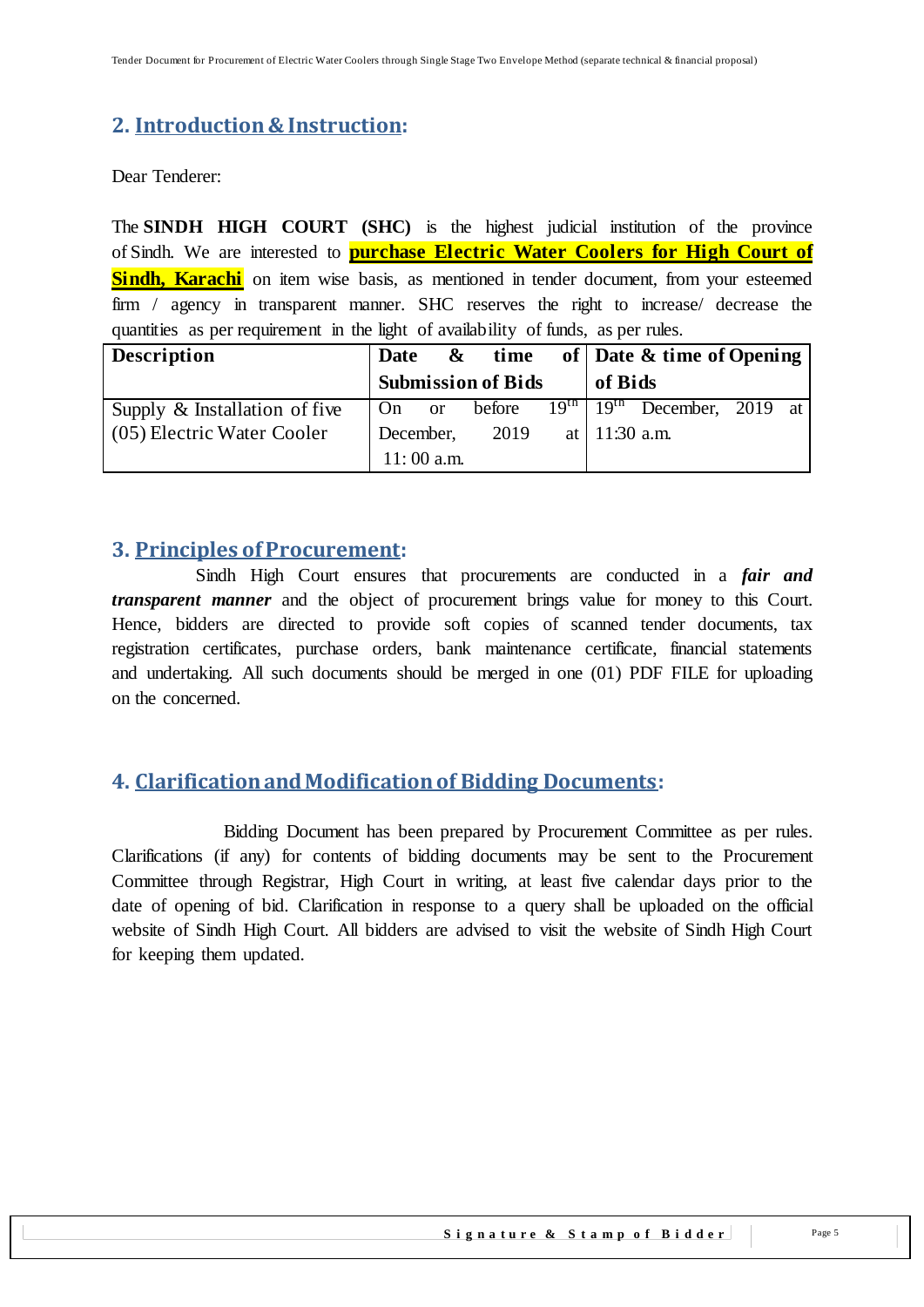## 2. Introduction & Instruction:

Dear Tenderer:

The **SINDH HIGH COURT (SHC)** is the highest judicial institution of the province of Sindh. We are interested to **purchase Electric Water Coolers for High Court of Sindh, Karachi** on item wise basis, as mentioned in tender document, from your esteemed firm / agency in transparent manner. SHC reserves the right to increase/ decrease the quantities as per requirement in the light of availability of funds, as per rules.

| **Description** | **Date & time of Submission of Bids** | **Date & time of Opening of Bids** |
|---|---|---|
| Supply & Installation of five (05) Electric Water Cooler | On or before 19th December, 2019 at 11: 00 a.m. | 19th December, 2019 at 11:30 a.m. |

## 3. Principles of Procurement:

Sindh High Court ensures that procurements are conducted in a ***fair and transparent manner*** and the object of procurement brings value for money to this Court. Hence, bidders are directed to provide soft copies of scanned tender documents, tax registration certificates, purchase orders, bank maintenance certificate, financial statements and undertaking. All such documents should be merged in one (01) PDF FILE for uploading on the concerned.

## 4. Clarification and Modification of Bidding Documents:

Bidding Document has been prepared by Procurement Committee as per rules. Clarifications (if any) for contents of bidding documents may be sent to the Procurement Committee through Registrar, High Court in writing, at least five calendar days prior to the date of opening of bid. Clarification in response to a query shall be uploaded on the official website of Sindh High Court. All bidders are advised to visit the website of Sindh High Court for keeping them updated.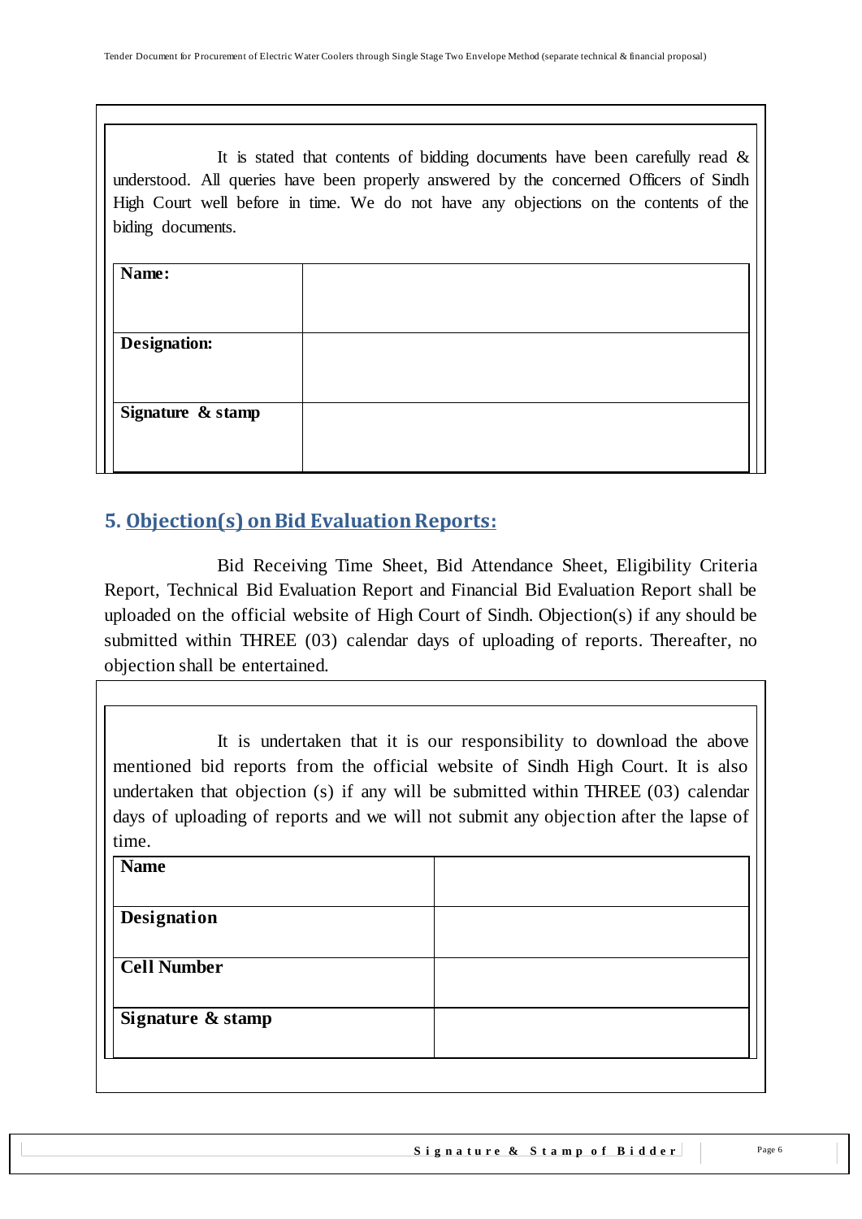It is stated that contents of bidding documents have been carefully read & understood. All queries have been properly answered by the concerned Officers of Sindh High Court well before in time. We do not have any objections on the contents of the biding documents.

| **Name:** | |
|---|---|
| **Designation:** | |
| **Signature & stamp** | |

## 5. Objection(s) on Bid Evaluation Reports:

Bid Receiving Time Sheet, Bid Attendance Sheet, Eligibility Criteria Report, Technical Bid Evaluation Report and Financial Bid Evaluation Report shall be uploaded on the official website of High Court of Sindh. Objection(s) if any should be submitted within THREE (03) calendar days of uploading of reports. Thereafter, no objection shall be entertained.

It is undertaken that it is our responsibility to download the above mentioned bid reports from the official website of Sindh High Court. It is also undertaken that objection (s) if any will be submitted within THREE (03) calendar days of uploading of reports and we will not submit any objection after the lapse of time.

| **Name** | |
|---|---|
| **Designation** | |
| **Cell Number** | |
| **Signature & stamp** | |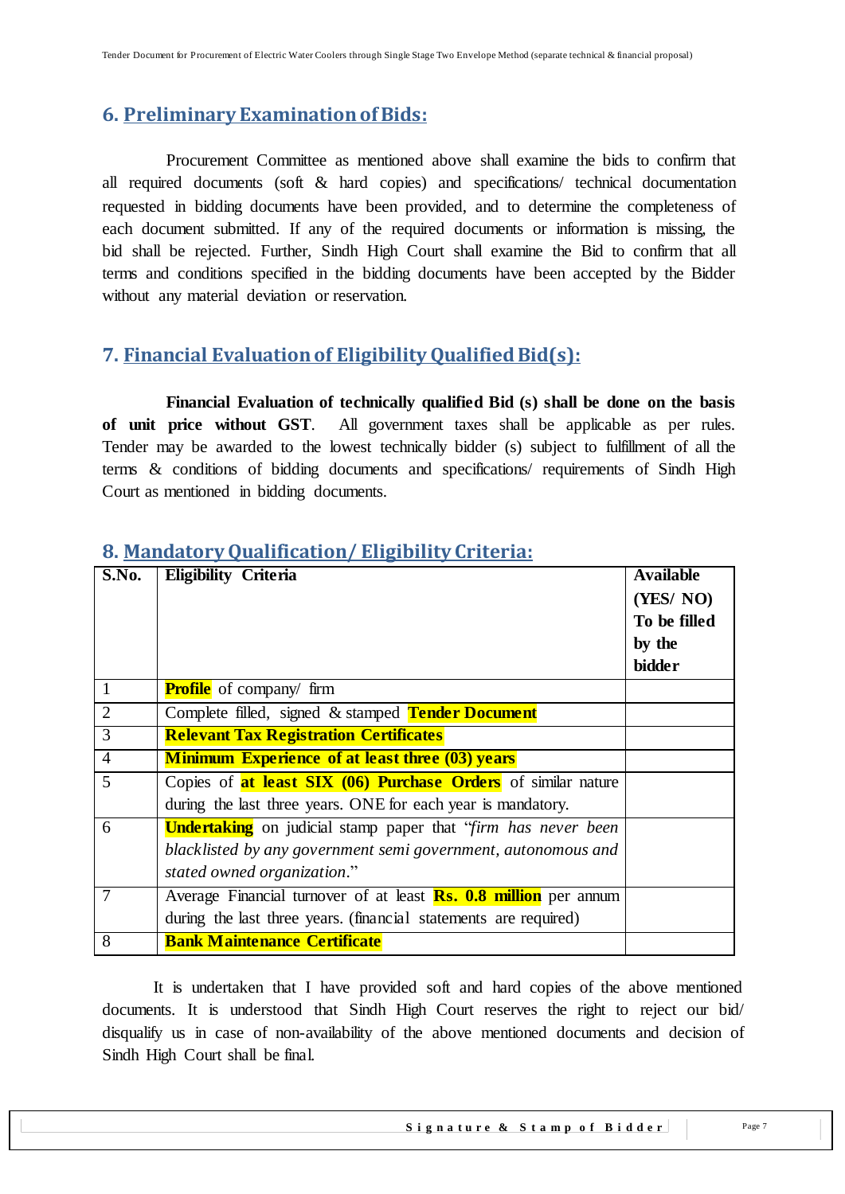## 6. Preliminary Examination of Bids:

Procurement Committee as mentioned above shall examine the bids to confirm that all required documents (soft & hard copies) and specifications/ technical documentation requested in bidding documents have been provided, and to determine the completeness of each document submitted. If any of the required documents or information is missing, the bid shall be rejected. Further, Sindh High Court shall examine the Bid to confirm that all terms and conditions specified in the bidding documents have been accepted by the Bidder without any material deviation or reservation.

## 7. Financial Evaluation of Eligibility Qualified Bid(s):

**Financial Evaluation of technically qualified Bid (s) shall be done on the basis of unit price without GST**. All government taxes shall be applicable as per rules. Tender may be awarded to the lowest technically bidder (s) subject to fulfillment of all the terms & conditions of bidding documents and specifications/ requirements of Sindh High Court as mentioned in bidding documents.

## 8. Mandatory Qualification/ Eligibility Criteria:

| S.No. | Eligibility Criteria | Available (YES/ NO) To be filled by the bidder |
|---|---|---|
| 1 | **Profile** of company/ firm | |
| 2 | Complete filled, signed & stamped **Tender Document** | |
| 3 | **Relevant Tax Registration Certificates** | |
| 4 | **Minimum Experience of at least three (03) years** | |
| 5 | Copies of **at least SIX (06) Purchase Orders** of similar nature during the last three years. ONE for each year is mandatory. | |
| 6 | **Undertaking** on judicial stamp paper that "*firm has never been blacklisted by any government semi government, autonomous and stated owned organization*." | |
| 7 | Average Financial turnover of at least **Rs. 0.8 million** per annum during the last three years. (financial statements are required) | |
| 8 | **Bank Maintenance Certificate** | |

It is undertaken that I have provided soft and hard copies of the above mentioned documents. It is understood that Sindh High Court reserves the right to reject our bid/ disqualify us in case of non-availability of the above mentioned documents and decision of Sindh High Court shall be final.

**Signature & Stamp of Bidder**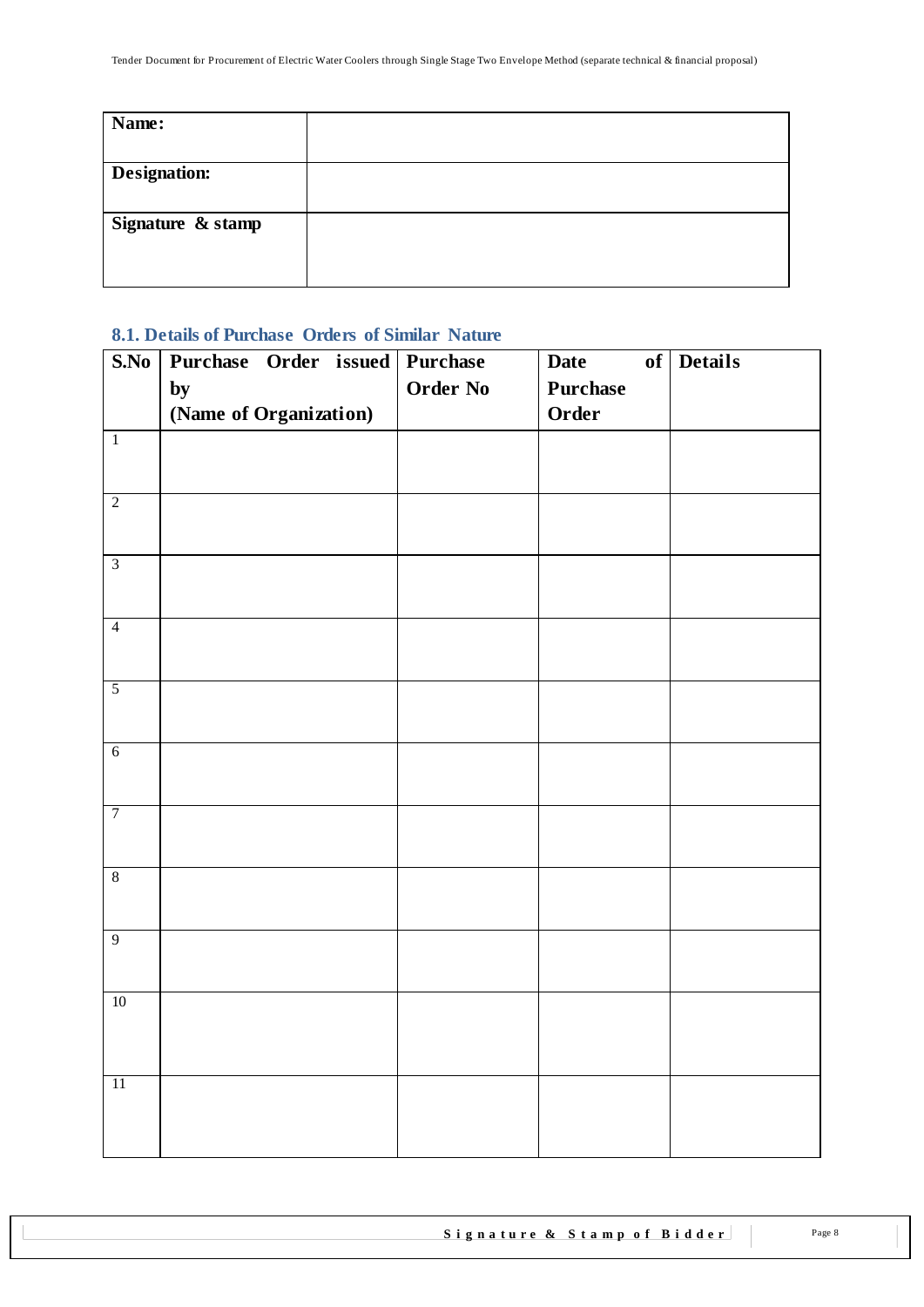| Name: | |
|---|---|
| Designation: | |
| Signature & stamp | |

### 8.1. Details of Purchase Orders of Similar Nature

| S.No | Purchase Order issued by (Name of Organization) | Purchase Order No | Date of Purchase Order | Details |
|---|---|---|---|---|
| 1 | | | | |
| 2 | | | | |
| 3 | | | | |
| 4 | | | | |
| 5 | | | | |
| 6 | | | | |
| 7 | | | | |
| 8 | | | | |
| 9 | | | | |
| 10 | | | | |
| 11 | | | | |

**Signature & Stamp of Bidder**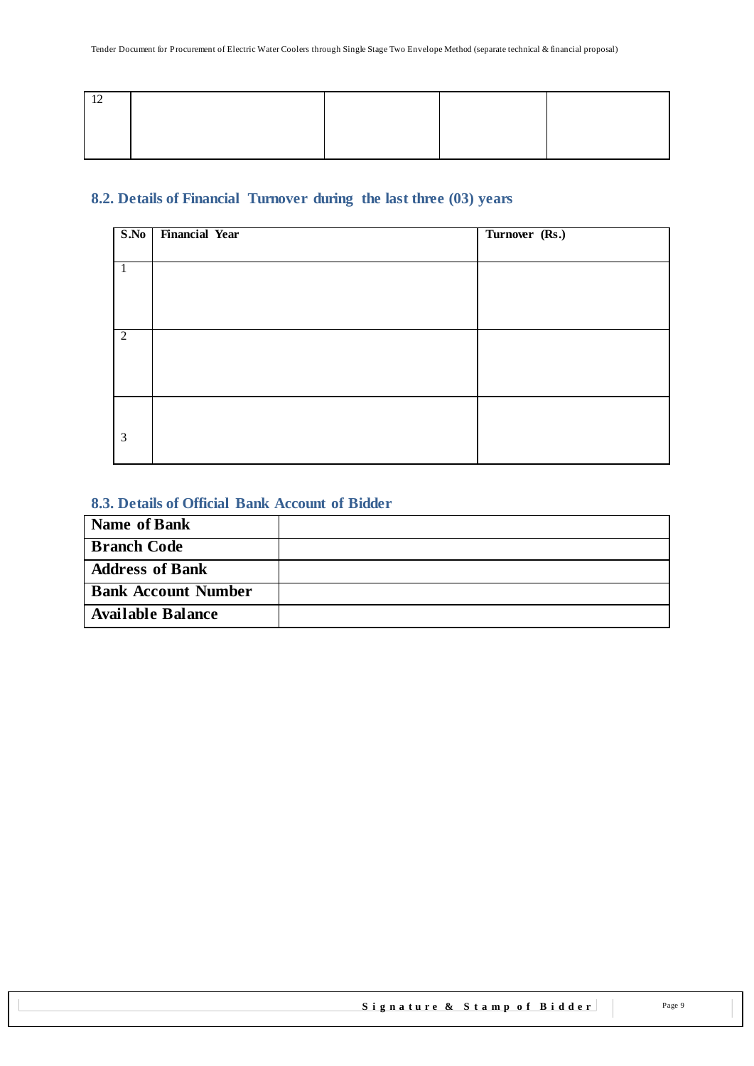| 12 | | | | |
|---|---|---|---|---|

## 8.2. Details of Financial Turnover during the last three (03) years

| S.No | Financial Year | Turnover (Rs.) |
|---|---|---|
| 1 | | |
| 2 | | |
| 3 | | |

## 8.3. Details of Official Bank Account of Bidder

| **Name of Bank** | |
|---|---|
| **Branch Code** | |
| **Address of Bank** | |
| **Bank Account Number** | |
| **Available Balance** | |

**Signature & Stamp of Bidder**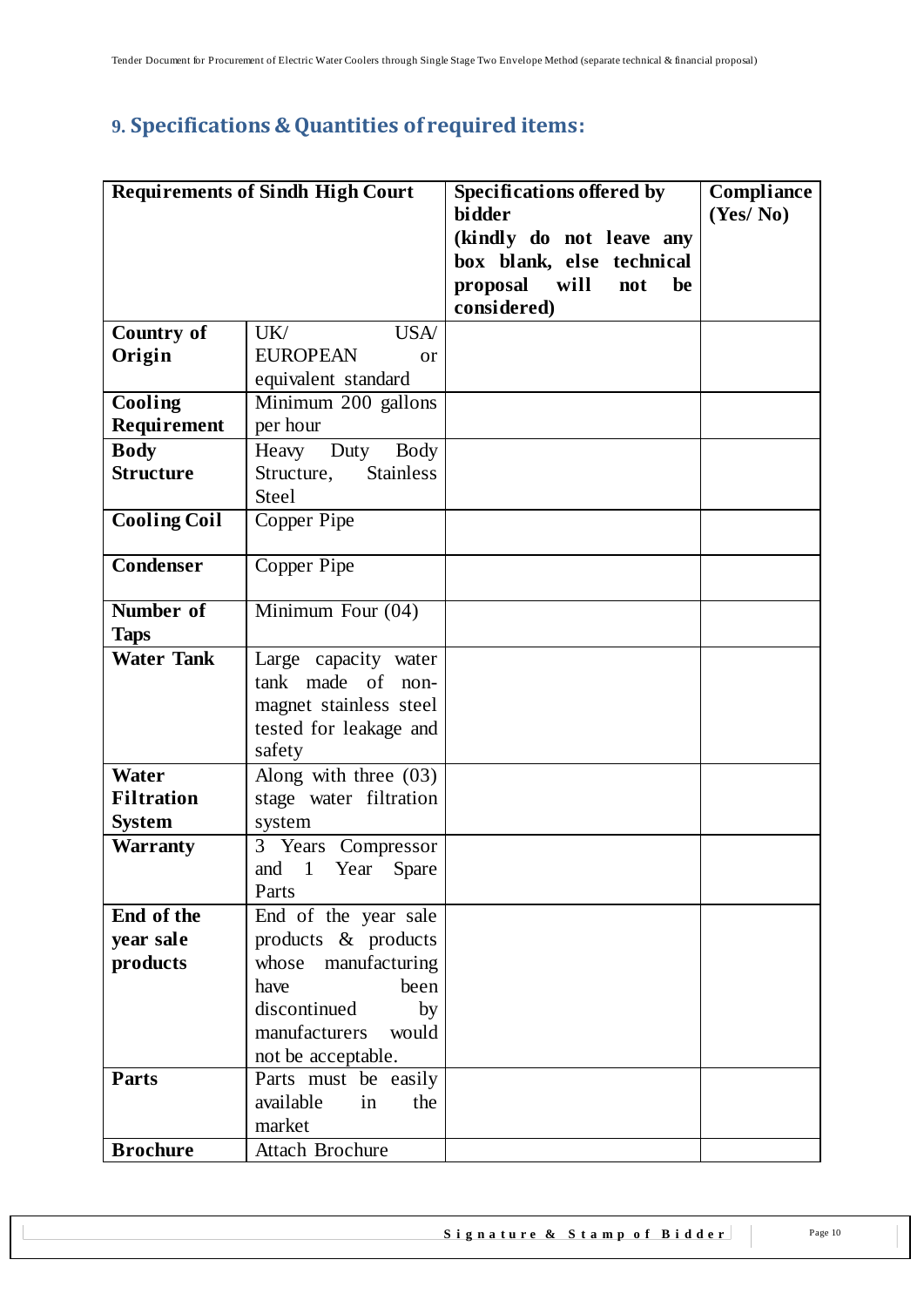## 9. Specifications & Quantities of required items:

| Requirements of Sindh High Court | | Specifications offered by bidder (kindly do not leave any box blank, else technical proposal will not be considered) | Compliance (Yes/ No) |
|---|---|---|---|
| **Country of Origin** | UK/ USA/ EUROPEAN or equivalent standard | | |
| **Cooling Requirement** | Minimum 200 gallons per hour | | |
| **Body Structure** | Heavy Duty Body Structure, Stainless Steel | | |
| **Cooling Coil** | Copper Pipe | | |
| **Condenser** | Copper Pipe | | |
| **Number of Taps** | Minimum Four (04) | | |
| **Water Tank** | Large capacity water tank made of non-magnet stainless steel tested for leakage and safety | | |
| **Water Filtration System** | Along with three (03) stage water filtration system | | |
| **Warranty** | 3 Years Compressor and 1 Year Spare Parts | | |
| **End of the year sale products** | End of the year sale products & products whose manufacturing have been discontinued by manufacturers would not be acceptable. | | |
| **Parts** | Parts must be easily available in the market | | |
| **Brochure** | Attach Brochure | | |

**Signature & Stamp of Bidder**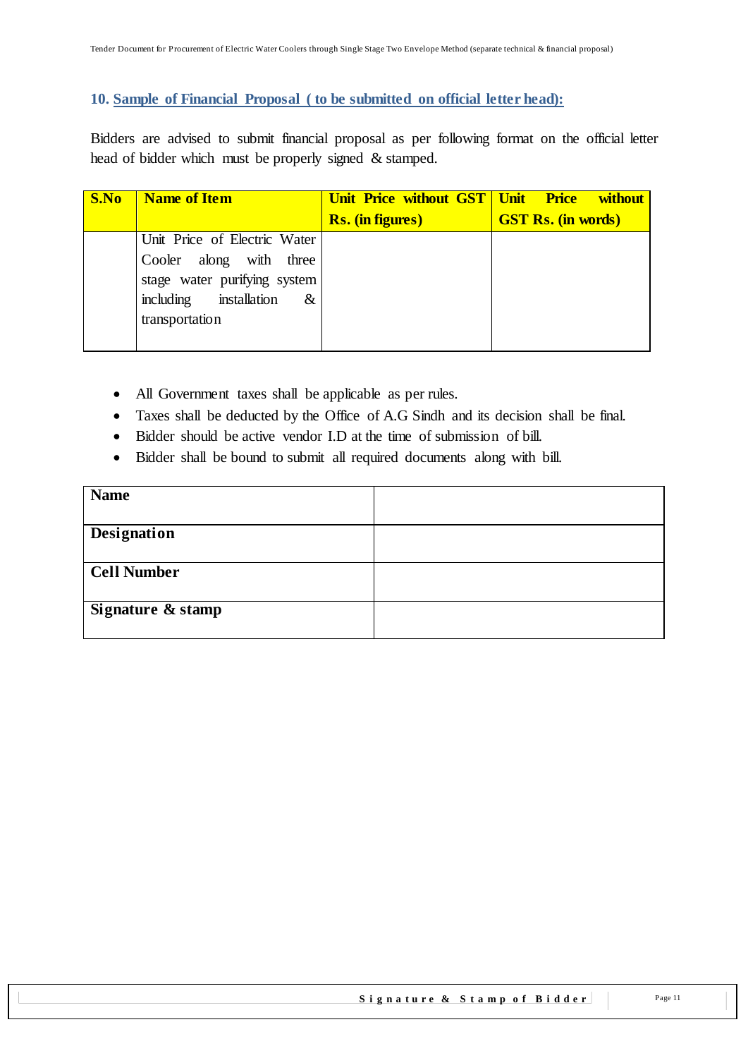## 10. Sample of Financial Proposal ( to be submitted on official letter head):

Bidders are advised to submit financial proposal as per following format on the official letter head of bidder which must be properly signed & stamped.

| S.No | Name of Item | Unit Price without GST Rs. (in figures) | Unit Price without GST Rs. (in words) |
|---|---|---|---|
| | Unit Price of Electric Water Cooler along with three stage water purifying system including installation & transportation | | |

- All Government taxes shall be applicable as per rules.
- Taxes shall be deducted by the Office of A.G Sindh and its decision shall be final.
- Bidder should be active vendor I.D at the time of submission of bill.
- Bidder shall be bound to submit all required documents along with bill.

| **Name** | |
|---|---|
| **Designation** | |
| **Cell Number** | |
| **Signature & stamp** | |

**Signature & Stamp of Bidder**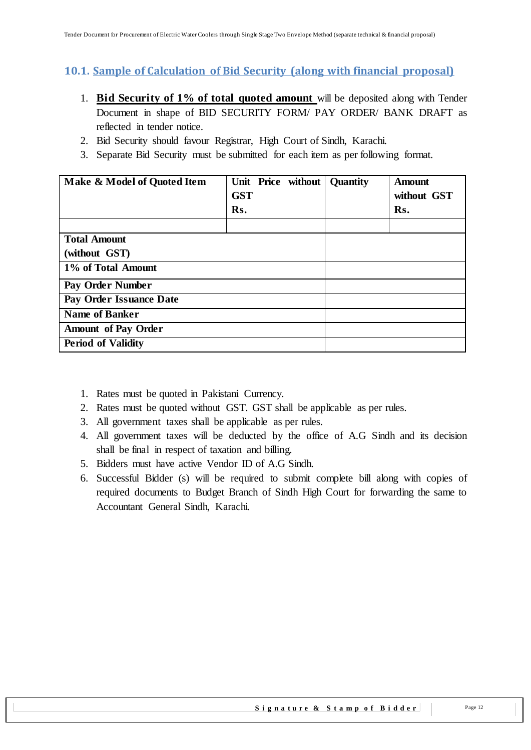### 10.1. Sample of Calculation of Bid Security (along with financial proposal)

1. **Bid Security of 1% of total quoted amount** will be deposited along with Tender Document in shape of BID SECURITY FORM/ PAY ORDER/ BANK DRAFT as reflected in tender notice.
2. Bid Security should favour Registrar, High Court of Sindh, Karachi.
3. Separate Bid Security must be submitted for each item as per following format.

| Make & Model of Quoted Item | Unit Price without GST Rs. | Quantity | Amount without GST Rs. |
|---|---|---|---|
| | | | |
| **Total Amount (without GST)** | | | |
| **1% of Total Amount** | | | |
| **Pay Order Number** | | | |
| **Pay Order Issuance Date** | | | |
| **Name of Banker** | | | |
| **Amount of Pay Order** | | | |
| **Period of Validity** | | | |

1. Rates must be quoted in Pakistani Currency.
2. Rates must be quoted without GST. GST shall be applicable as per rules.
3. All government taxes shall be applicable as per rules.
4. All government taxes will be deducted by the office of A.G Sindh and its decision shall be final in respect of taxation and billing.
5. Bidders must have active Vendor ID of A.G Sindh.
6. Successful Bidder (s) will be required to submit complete bill along with copies of required documents to Budget Branch of Sindh High Court for forwarding the same to Accountant General Sindh, Karachi.

**Signature & Stamp of Bidder**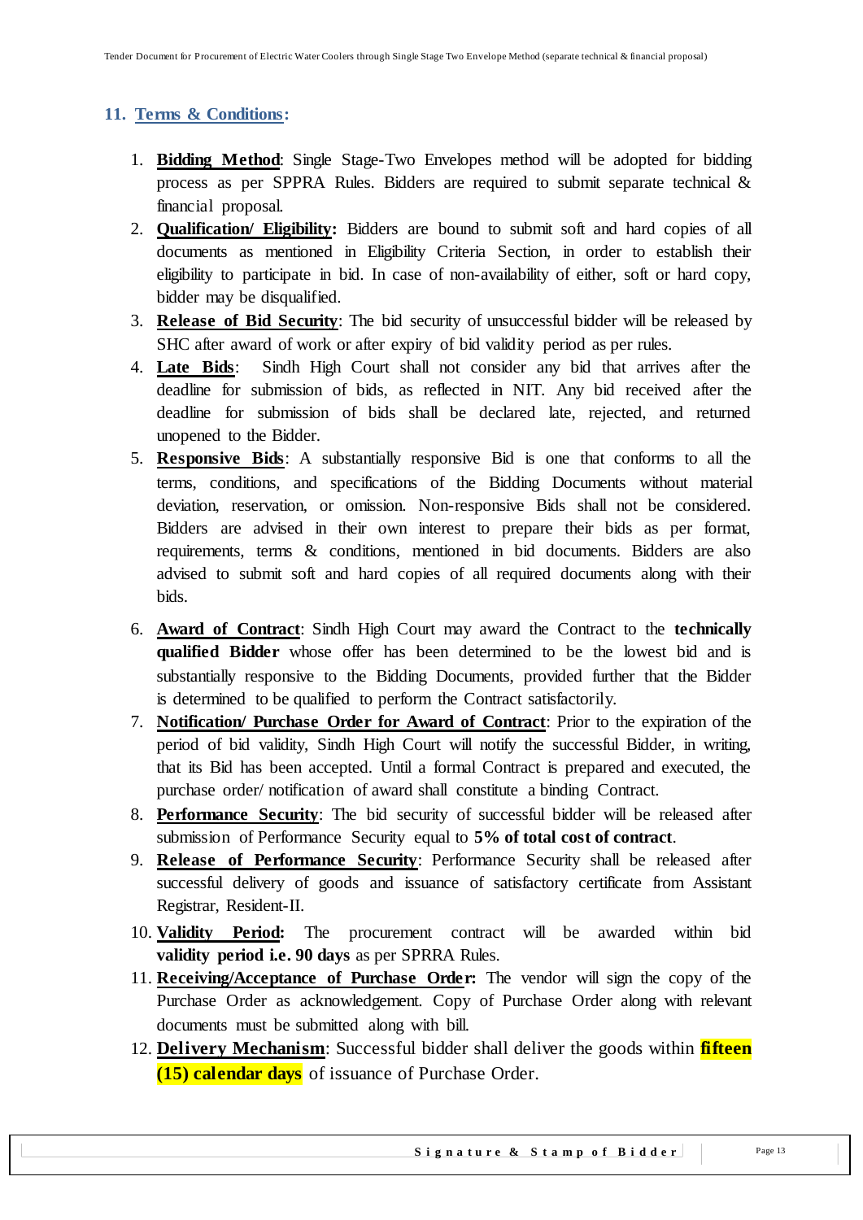## 11. Terms & Conditions:

1. **Bidding Method**: Single Stage-Two Envelopes method will be adopted for bidding process as per SPPRA Rules. Bidders are required to submit separate technical & financial proposal.
2. **Qualification/ Eligibility:** Bidders are bound to submit soft and hard copies of all documents as mentioned in Eligibility Criteria Section, in order to establish their eligibility to participate in bid. In case of non-availability of either, soft or hard copy, bidder may be disqualified.
3. **Release of Bid Security**: The bid security of unsuccessful bidder will be released by SHC after award of work or after expiry of bid validity period as per rules.
4. **Late Bids**: Sindh High Court shall not consider any bid that arrives after the deadline for submission of bids, as reflected in NIT. Any bid received after the deadline for submission of bids shall be declared late, rejected, and returned unopened to the Bidder.
5. **Responsive Bids**: A substantially responsive Bid is one that conforms to all the terms, conditions, and specifications of the Bidding Documents without material deviation, reservation, or omission. Non-responsive Bids shall not be considered. Bidders are advised in their own interest to prepare their bids as per format, requirements, terms & conditions, mentioned in bid documents. Bidders are also advised to submit soft and hard copies of all required documents along with their bids.
6. **Award of Contract**: Sindh High Court may award the Contract to the **technically qualified Bidder** whose offer has been determined to be the lowest bid and is substantially responsive to the Bidding Documents, provided further that the Bidder is determined to be qualified to perform the Contract satisfactorily.
7. **Notification/ Purchase Order for Award of Contract**: Prior to the expiration of the period of bid validity, Sindh High Court will notify the successful Bidder, in writing, that its Bid has been accepted. Until a formal Contract is prepared and executed, the purchase order/ notification of award shall constitute a binding Contract.
8. **Performance Security**: The bid security of successful bidder will be released after submission of Performance Security equal to **5% of total cost of contract**.
9. **Release of Performance Security**: Performance Security shall be released after successful delivery of goods and issuance of satisfactory certificate from Assistant Registrar, Resident-II.
10. **Validity Period:** The procurement contract will be awarded within bid **validity period i.e. 90 days** as per SPRRA Rules.
11. **Receiving/Acceptance of Purchase Order:** The vendor will sign the copy of the Purchase Order as acknowledgement. Copy of Purchase Order along with relevant documents must be submitted along with bill.
12. **Delivery Mechanism**: Successful bidder shall deliver the goods within **fifteen (15) calendar days** of issuance of Purchase Order.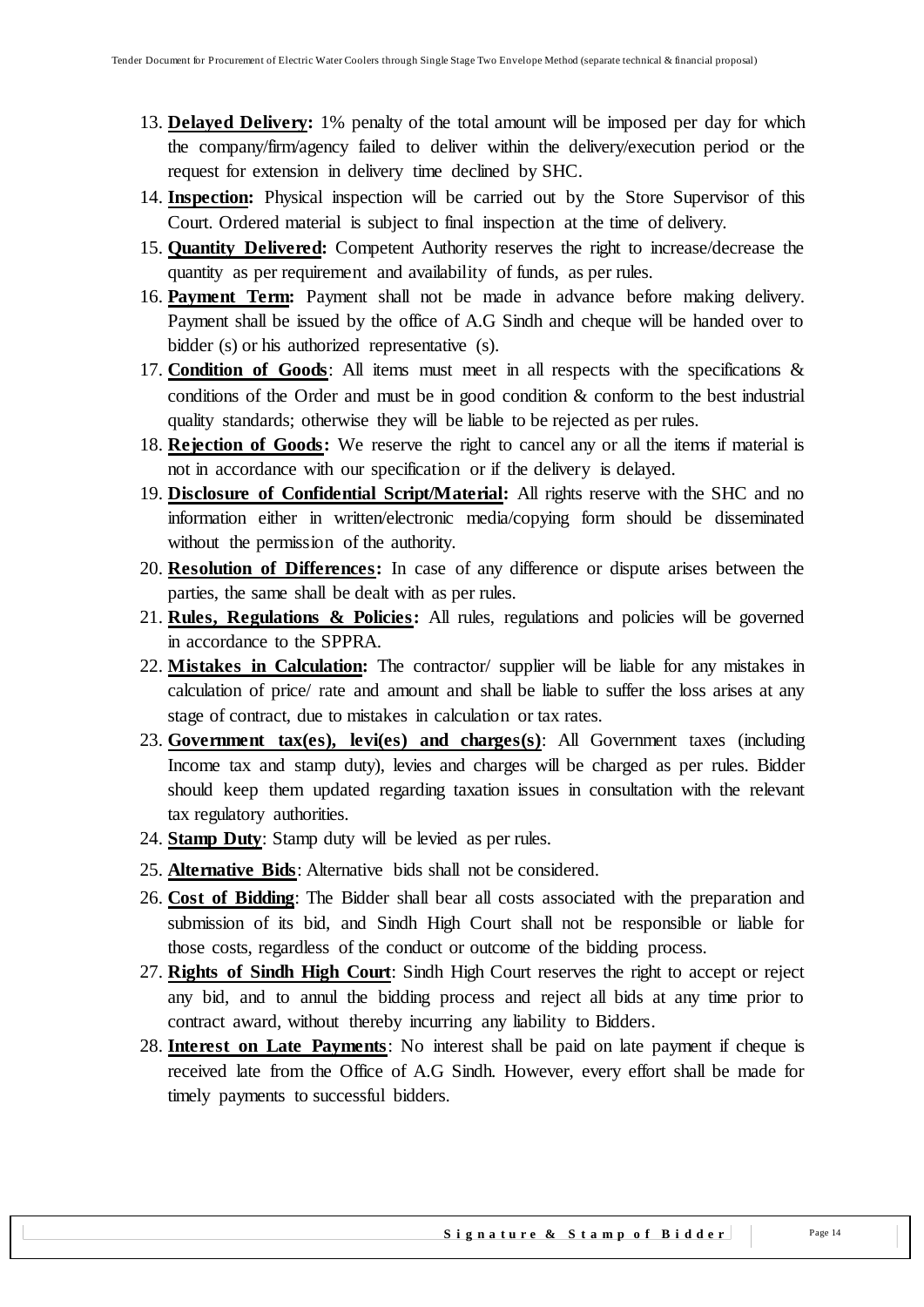13. **Delayed Delivery:** 1% penalty of the total amount will be imposed per day for which the company/firm/agency failed to deliver within the delivery/execution period or the request for extension in delivery time declined by SHC.
14. **Inspection:** Physical inspection will be carried out by the Store Supervisor of this Court. Ordered material is subject to final inspection at the time of delivery.
15. **Quantity Delivered:** Competent Authority reserves the right to increase/decrease the quantity as per requirement and availability of funds, as per rules.
16. **Payment Term:** Payment shall not be made in advance before making delivery. Payment shall be issued by the office of A.G Sindh and cheque will be handed over to bidder (s) or his authorized representative (s).
17. **Condition of Goods**: All items must meet in all respects with the specifications & conditions of the Order and must be in good condition & conform to the best industrial quality standards; otherwise they will be liable to be rejected as per rules.
18. **Rejection of Goods:** We reserve the right to cancel any or all the items if material is not in accordance with our specification or if the delivery is delayed.
19. **Disclosure of Confidential Script/Material:** All rights reserve with the SHC and no information either in written/electronic media/copying form should be disseminated without the permission of the authority.
20. **Resolution of Differences:** In case of any difference or dispute arises between the parties, the same shall be dealt with as per rules.
21. **Rules, Regulations & Policies:** All rules, regulations and policies will be governed in accordance to the SPPRA.
22. **Mistakes in Calculation:** The contractor/ supplier will be liable for any mistakes in calculation of price/ rate and amount and shall be liable to suffer the loss arises at any stage of contract, due to mistakes in calculation or tax rates.
23. **Government tax(es), levi(es) and charges(s)**: All Government taxes (including Income tax and stamp duty), levies and charges will be charged as per rules. Bidder should keep them updated regarding taxation issues in consultation with the relevant tax regulatory authorities.
24. **Stamp Duty**: Stamp duty will be levied as per rules.
25. **Alternative Bids**: Alternative bids shall not be considered.
26. **Cost of Bidding**: The Bidder shall bear all costs associated with the preparation and submission of its bid, and Sindh High Court shall not be responsible or liable for those costs, regardless of the conduct or outcome of the bidding process.
27. **Rights of Sindh High Court**: Sindh High Court reserves the right to accept or reject any bid, and to annul the bidding process and reject all bids at any time prior to contract award, without thereby incurring any liability to Bidders.
28. **Interest on Late Payments**: No interest shall be paid on late payment if cheque is received late from the Office of A.G Sindh. However, every effort shall be made for timely payments to successful bidders.

**Signature & Stamp of Bidder**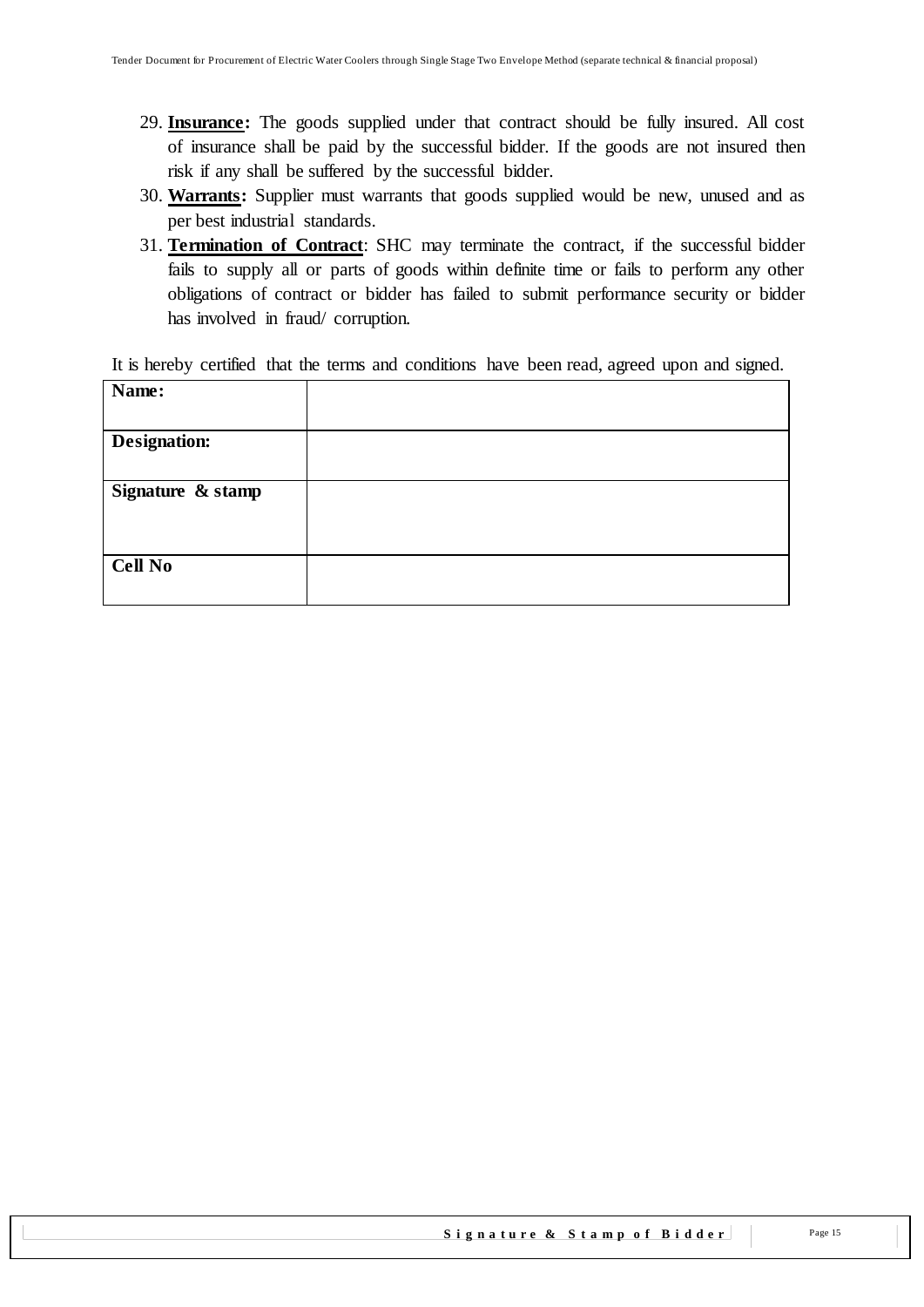29. **Insurance:** The goods supplied under that contract should be fully insured. All cost of insurance shall be paid by the successful bidder. If the goods are not insured then risk if any shall be suffered by the successful bidder.
30. **Warrants:** Supplier must warrants that goods supplied would be new, unused and as per best industrial standards.
31. **Termination of Contract**: SHC may terminate the contract, if the successful bidder fails to supply all or parts of goods within definite time or fails to perform any other obligations of contract or bidder has failed to submit performance security or bidder has involved in fraud/ corruption.

It is hereby certified that the terms and conditions have been read, agreed upon and signed.

| **Name:** | |
|---|---|
| **Designation:** | |
| **Signature & stamp** | |
| **Cell No** | |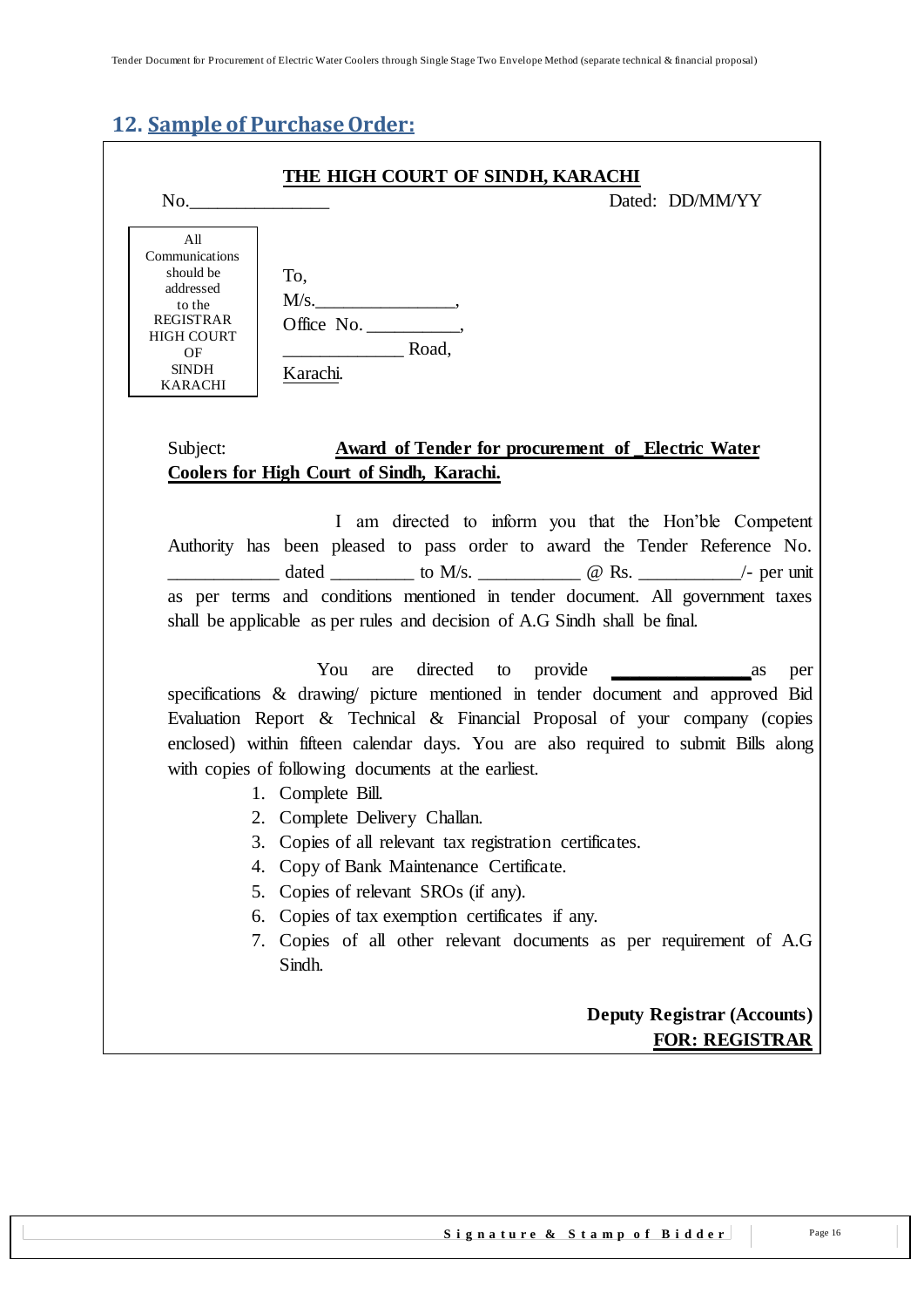## 12. Sample of Purchase Order:

**THE HIGH COURT OF SINDH, KARACHI**

No.______________ Dated: DD/MM/YY

| All Communications should be addressed to the REGISTRAR HIGH COURT OF SINDH KARACHI |
|---|

To,
M/s.______________,
Office No. __________,
____________ Road,
Karachi.

Subject: **Award of Tender for procurement of _Electric Water Coolers for High Court of Sindh, Karachi.**

I am directed to inform you that the Hon'ble Competent Authority has been pleased to pass order to award the Tender Reference No. ___________ dated _________ to M/s. ___________ @ Rs. ___________/- per unit as per terms and conditions mentioned in tender document. All government taxes shall be applicable as per rules and decision of A.G Sindh shall be final.

You are directed to provide ______________ as per specifications & drawing/ picture mentioned in tender document and approved Bid Evaluation Report & Technical & Financial Proposal of your company (copies enclosed) within fifteen calendar days. You are also required to submit Bills along with copies of following documents at the earliest.

1. Complete Bill.
2. Complete Delivery Challan.
3. Copies of all relevant tax registration certificates.
4. Copy of Bank Maintenance Certificate.
5. Copies of relevant SROs (if any).
6. Copies of tax exemption certificates if any.
7. Copies of all other relevant documents as per requirement of A.G Sindh.

**Deputy Registrar (Accounts)**
**FOR: REGISTRAR**

Signature & Stamp of Bidder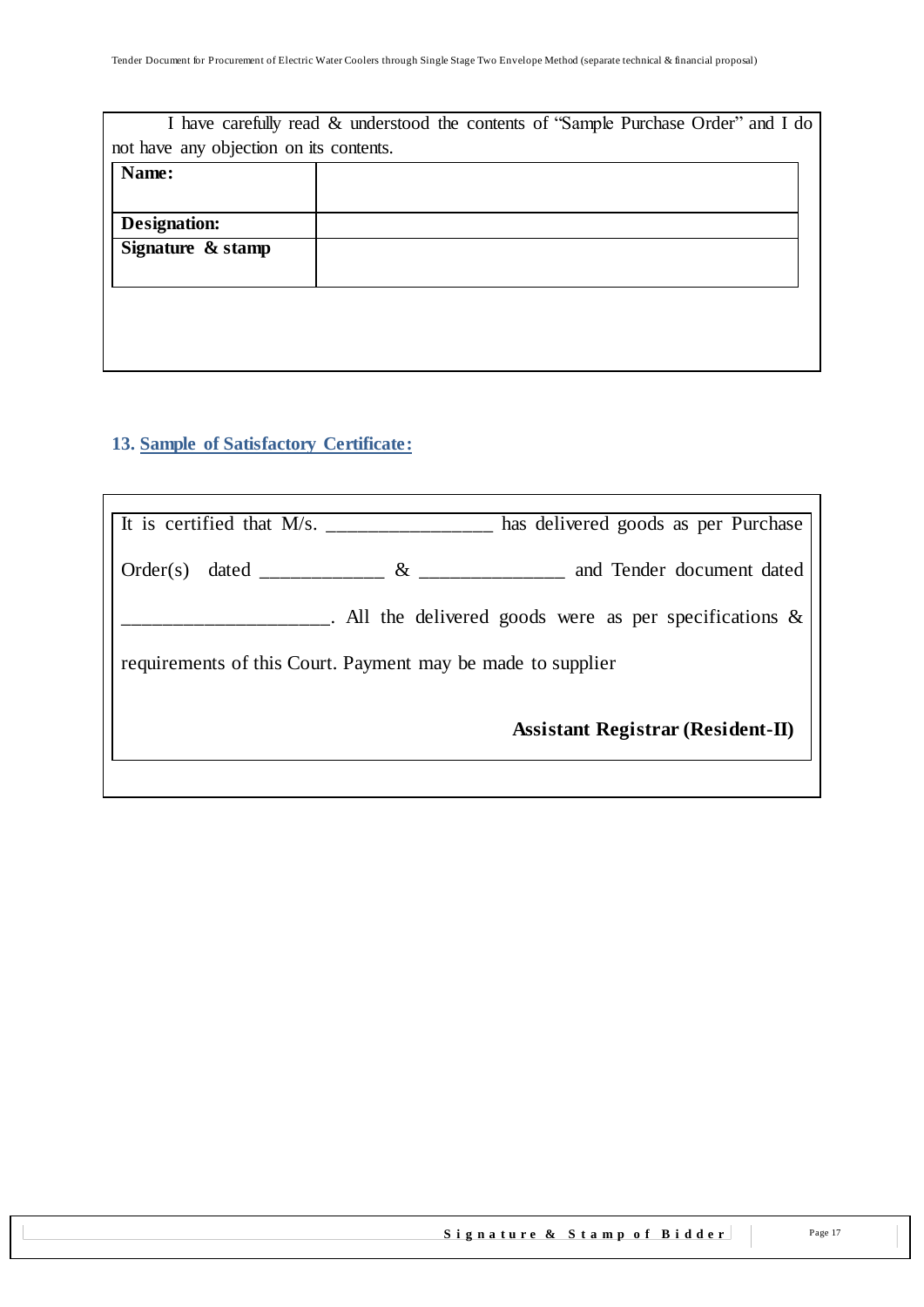I have carefully read & understood the contents of "Sample Purchase Order" and I do not have any objection on its contents.

| | |
|---|---|
| **Name:** | |
| **Designation:** | |
| **Signature & stamp** | |

### 13. Sample of Satisfactory Certificate:

It is certified that M/s. _________________ has delivered goods as per Purchase Order(s) dated ____________ & _______________ and Tender document dated _____________________. All the delivered goods were as per specifications & requirements of this Court. Payment may be made to supplier

**Assistant Registrar (Resident-II)**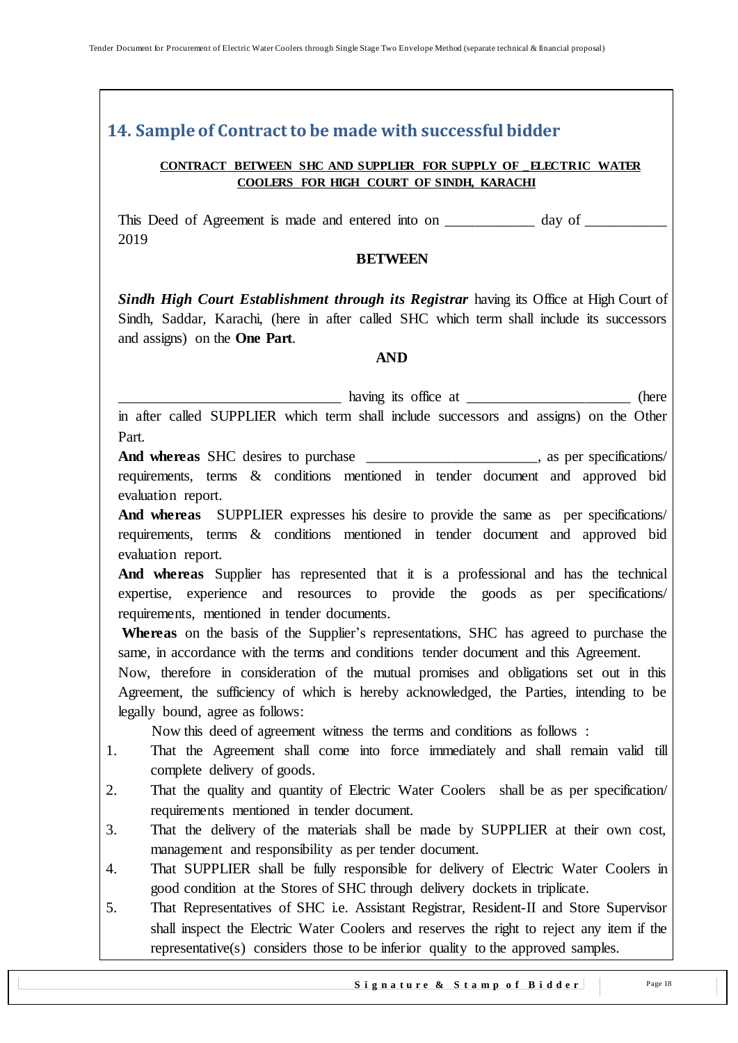## 14. Sample of Contract to be made with successful bidder

**CONTRACT BETWEEN SHC AND SUPPLIER FOR SUPPLY OF _ELECTRIC WATER COOLERS FOR HIGH COURT OF SINDH, KARACHI**

This Deed of Agreement is made and entered into on ____________ day of ___________ 2019

**BETWEEN**

***Sindh High Court Establishment through its Registrar*** having its Office at High Court of Sindh, Saddar, Karachi, (here in after called SHC which term shall include its successors and assigns) on the **One Part**.

**AND**

______________________________ having its office at ______________________ (here in after called SUPPLIER which term shall include successors and assigns) on the Other Part.

**And whereas** SHC desires to purchase ______________________, as per specifications/ requirements, terms & conditions mentioned in tender document and approved bid evaluation report.

**And whereas** SUPPLIER expresses his desire to provide the same as per specifications/ requirements, terms & conditions mentioned in tender document and approved bid evaluation report.

**And whereas** Supplier has represented that it is a professional and has the technical expertise, experience and resources to provide the goods as per specifications/ requirements, mentioned in tender documents.

**Whereas** on the basis of the Supplier's representations, SHC has agreed to purchase the same, in accordance with the terms and conditions tender document and this Agreement.

Now, therefore in consideration of the mutual promises and obligations set out in this Agreement, the sufficiency of which is hereby acknowledged, the Parties, intending to be legally bound, agree as follows:

Now this deed of agreement witness the terms and conditions as follows :

1. That the Agreement shall come into force immediately and shall remain valid till complete delivery of goods.
2. That the quality and quantity of Electric Water Coolers shall be as per specification/ requirements mentioned in tender document.
3. That the delivery of the materials shall be made by SUPPLIER at their own cost, management and responsibility as per tender document.
4. That SUPPLIER shall be fully responsible for delivery of Electric Water Coolers in good condition at the Stores of SHC through delivery dockets in triplicate.
5. That Representatives of SHC i.e. Assistant Registrar, Resident-II and Store Supervisor shall inspect the Electric Water Coolers and reserves the right to reject any item if the representative(s) considers those to be inferior quality to the approved samples.

**Signature & Stamp of Bidder**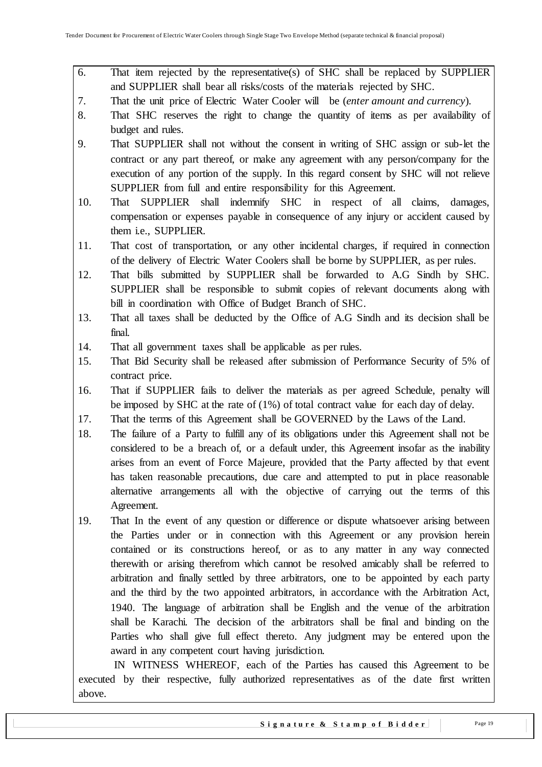6. That item rejected by the representative(s) of SHC shall be replaced by SUPPLIER and SUPPLIER shall bear all risks/costs of the materials rejected by SHC.
7. That the unit price of Electric Water Cooler will be (*enter amount and currency*).
8. That SHC reserves the right to change the quantity of items as per availability of budget and rules.
9. That SUPPLIER shall not without the consent in writing of SHC assign or sub-let the contract or any part thereof, or make any agreement with any person/company for the execution of any portion of the supply. In this regard consent by SHC will not relieve SUPPLIER from full and entire responsibility for this Agreement.
10. That SUPPLIER shall indemnify SHC in respect of all claims, damages, compensation or expenses payable in consequence of any injury or accident caused by them i.e., SUPPLIER.
11. That cost of transportation, or any other incidental charges, if required in connection of the delivery of Electric Water Coolers shall be borne by SUPPLIER, as per rules.
12. That bills submitted by SUPPLIER shall be forwarded to A.G Sindh by SHC. SUPPLIER shall be responsible to submit copies of relevant documents along with bill in coordination with Office of Budget Branch of SHC.
13. That all taxes shall be deducted by the Office of A.G Sindh and its decision shall be final.
14. That all government taxes shall be applicable as per rules.
15. That Bid Security shall be released after submission of Performance Security of 5% of contract price.
16. That if SUPPLIER fails to deliver the materials as per agreed Schedule, penalty will be imposed by SHC at the rate of (1%) of total contract value for each day of delay.
17. That the terms of this Agreement shall be GOVERNED by the Laws of the Land.
18. The failure of a Party to fulfill any of its obligations under this Agreement shall not be considered to be a breach of, or a default under, this Agreement insofar as the inability arises from an event of Force Majeure, provided that the Party affected by that event has taken reasonable precautions, due care and attempted to put in place reasonable alternative arrangements all with the objective of carrying out the terms of this Agreement.
19. That In the event of any question or difference or dispute whatsoever arising between the Parties under or in connection with this Agreement or any provision herein contained or its constructions hereof, or as to any matter in any way connected therewith or arising therefrom which cannot be resolved amicably shall be referred to arbitration and finally settled by three arbitrators, one to be appointed by each party and the third by the two appointed arbitrators, in accordance with the Arbitration Act, 1940. The language of arbitration shall be English and the venue of the arbitration shall be Karachi. The decision of the arbitrators shall be final and binding on the Parties who shall give full effect thereto. Any judgment may be entered upon the award in any competent court having jurisdiction.

IN WITNESS WHEREOF, each of the Parties has caused this Agreement to be executed by their respective, fully authorized representatives as of the date first written above.

**Signature & Stamp of Bidder**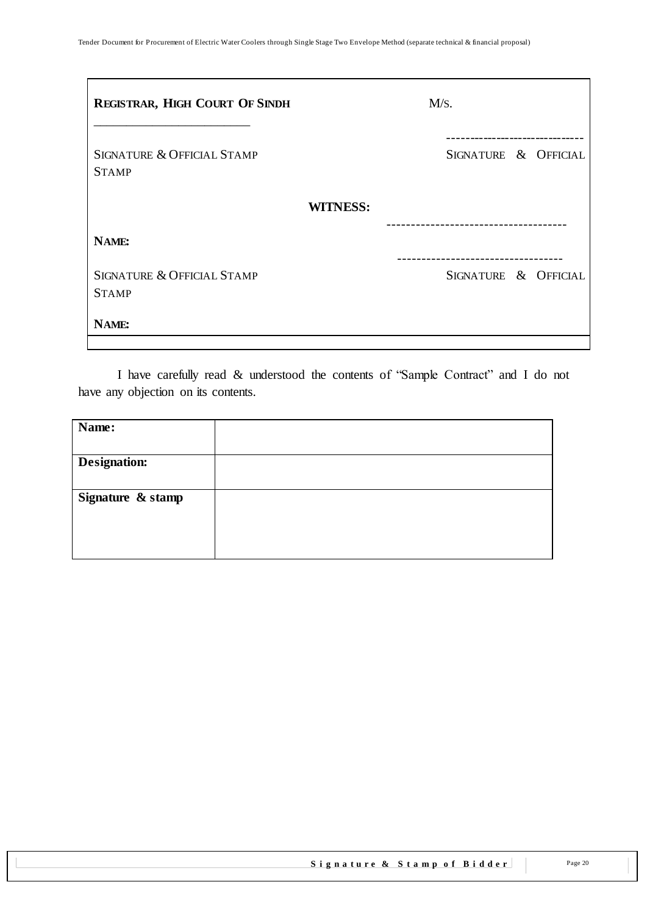| **REGISTRAR, HIGH COURT OF SINDH** | M/S. |
|---|---|
| \_\_\_\_\_\_\_\_\_\_\_\_\_\_\_\_\_\_\_\_\_\_\_\_\_\_ | ------------------------------- |
| SIGNATURE & OFFICIAL STAMP | SIGNATURE & OFFICIAL STAMP |
| | **WITNESS:** |
| | ------------------------------------- |
| **NAME:** | |
| | --------------------------------- |
| SIGNATURE & OFFICIAL STAMP | SIGNATURE & OFFICIAL STAMP |
| **NAME:** | |

I have carefully read & understood the contents of "Sample Contract" and I do not have any objection on its contents.

| **Name:** | |
|---|---|
| **Designation:** | |
| **Signature & stamp** | |

**Signature & Stamp of Bidder**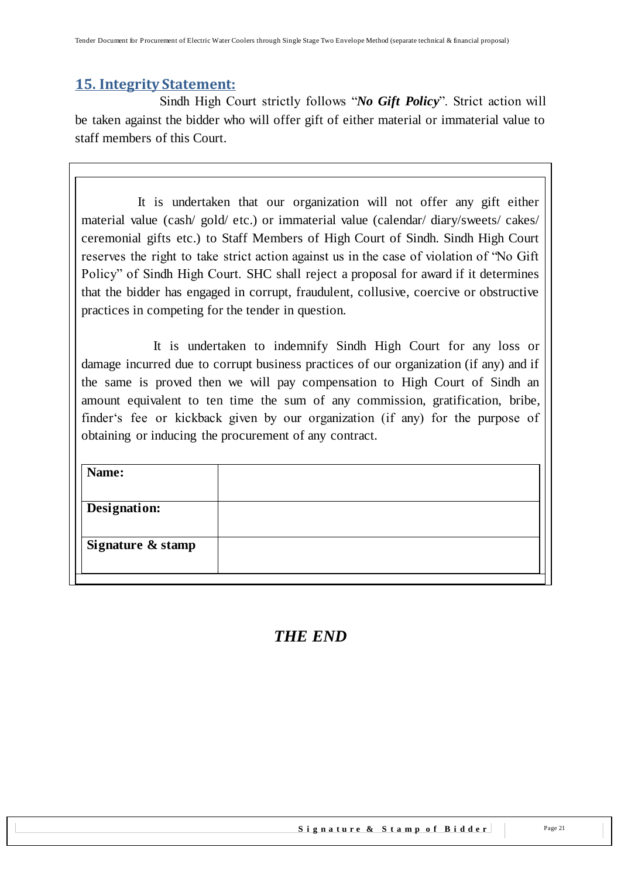## 15. Integrity Statement:

Sindh High Court strictly follows "***No Gift Policy***". Strict action will be taken against the bidder who will offer gift of either material or immaterial value to staff members of this Court.

It is undertaken that our organization will not offer any gift either material value (cash/ gold/ etc.) or immaterial value (calendar/ diary/sweets/ cakes/ ceremonial gifts etc.) to Staff Members of High Court of Sindh. Sindh High Court reserves the right to take strict action against us in the case of violation of "No Gift Policy" of Sindh High Court. SHC shall reject a proposal for award if it determines that the bidder has engaged in corrupt, fraudulent, collusive, coercive or obstructive practices in competing for the tender in question.

It is undertaken to indemnify Sindh High Court for any loss or damage incurred due to corrupt business practices of our organization (if any) and if the same is proved then we will pay compensation to High Court of Sindh an amount equivalent to ten time the sum of any commission, gratification, bribe, finder's fee or kickback given by our organization (if any) for the purpose of obtaining or inducing the procurement of any contract.

| | |
|---|---|
| **Name:** | |
| **Designation:** | |
| **Signature & stamp** | |

***THE END***